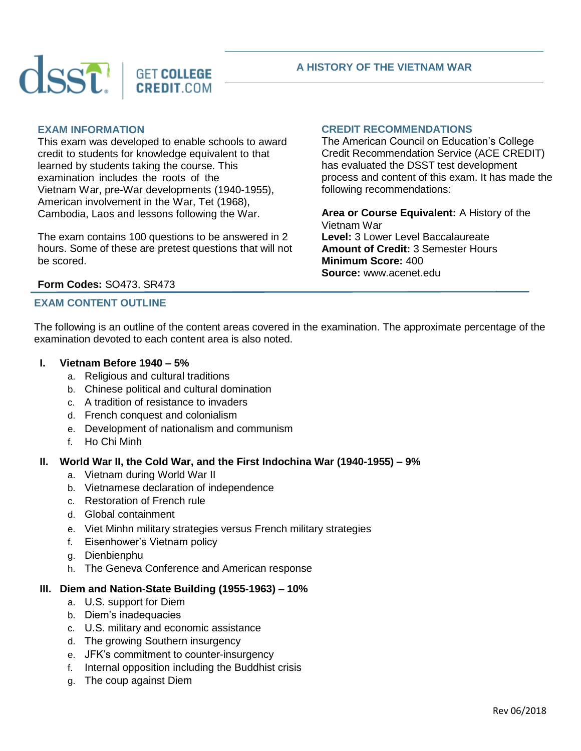# A HISTORY OF THE VIETNAM WAR

## EXAM INFORMATION

This exam was developed to enable schools to award credit to students for knowledge equivalent to that learned by students taking the course. This examination includes the roots of the Vietnam War, pre-War developments (1940-1955), American involvement in the War, Tet (1968), Cambodia, Laos and lessons following the War.

The exam contains 100 questions to be answered in 2 hours. Some of these are pretest questions that will not be scored.

**Form Codes:** SQ473, SR473

## CREDIT RECOMMENDATIONS

The American Council on Education's College Credit Recommendation Service (ACE CREDIT) has evaluated the DSST test development process and content of this exam. It has made the following recommendations:

**Area or Course Equivalent:** A History of the Vietnam War
**Level:** 3 Lower Level Baccalaureate
**Amount of Credit:** 3 Semester Hours
**Minimum Score:** 400
**Source:** www.acenet.edu

## EXAM CONTENT OUTLINE

The following is an outline of the content areas covered in the examination. The approximate percentage of the examination devoted to each content area is also noted.

**I. Vietnam Before 1940 – 5%**

a. Religious and cultural traditions
b. Chinese political and cultural domination
c. A tradition of resistance to invaders
d. French conquest and colonialism
e. Development of nationalism and communism
f. Ho Chi Minh

**II. World War II, the Cold War, and the First Indochina War (1940-1955) – 9%**

a. Vietnam during World War II
b. Vietnamese declaration of independence
c. Restoration of French rule
d. Global containment
e. Viet Minhn military strategies versus French military strategies
f. Eisenhower's Vietnam policy
g. Dienbienphu
h. The Geneva Conference and American response

**III. Diem and Nation-State Building (1955-1963) – 10%**

a. U.S. support for Diem
b. Diem's inadequacies
c. U.S. military and economic assistance
d. The growing Southern insurgency
e. JFK's commitment to counter-insurgency
f. Internal opposition including the Buddhist crisis
g. The coup against Diem

Rev 06/2018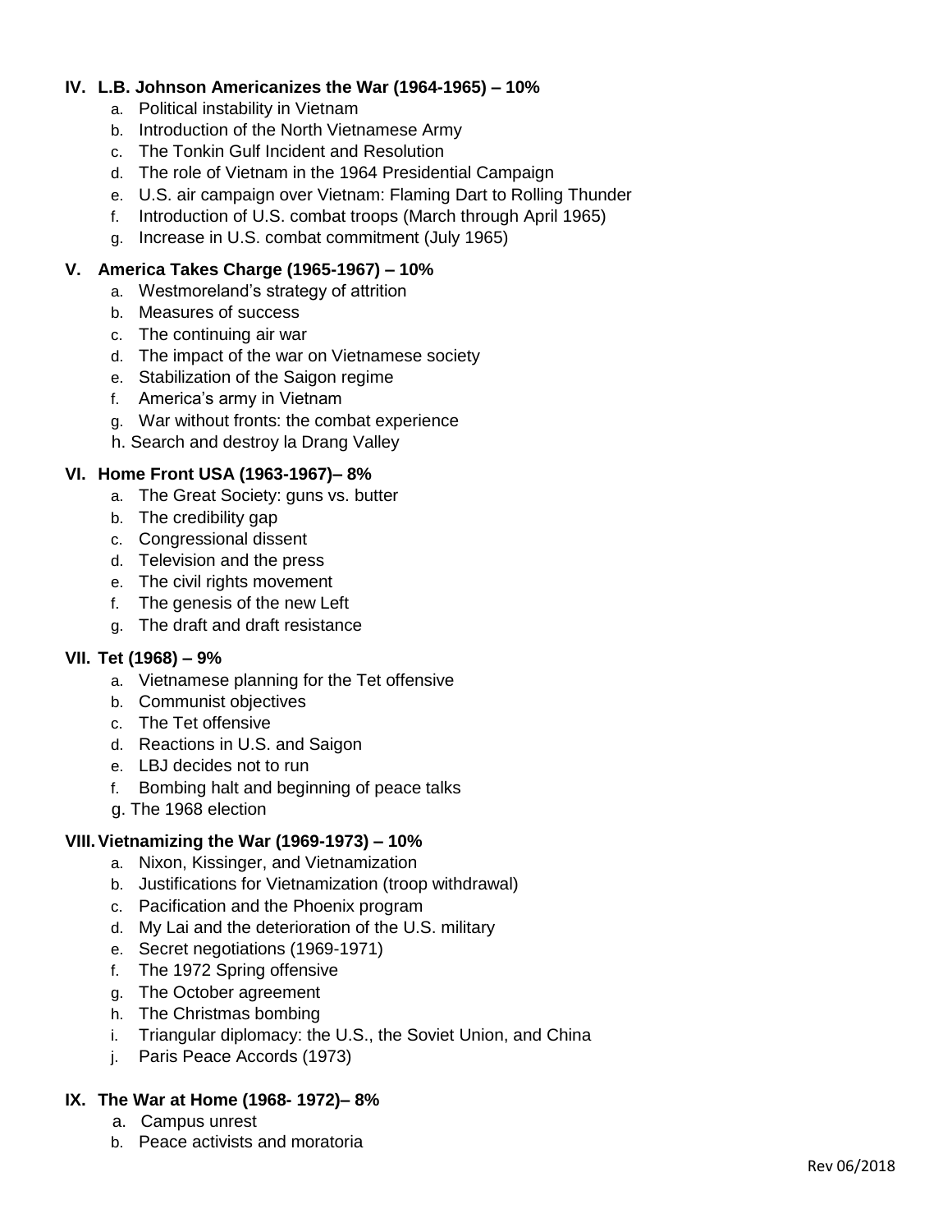**IV. L.B. Johnson Americanizes the War (1964-1965) – 10%**

a. Political instability in Vietnam
b. Introduction of the North Vietnamese Army
c. The Tonkin Gulf Incident and Resolution
d. The role of Vietnam in the 1964 Presidential Campaign
e. U.S. air campaign over Vietnam: Flaming Dart to Rolling Thunder
f. Introduction of U.S. combat troops (March through April 1965)
g. Increase in U.S. combat commitment (July 1965)

**V. America Takes Charge (1965-1967) – 10%**

a. Westmoreland's strategy of attrition
b. Measures of success
c. The continuing air war
d. The impact of the war on Vietnamese society
e. Stabilization of the Saigon regime
f. America's army in Vietnam
g. War without fronts: the combat experience
h. Search and destroy la Drang Valley

**VI. Home Front USA (1963-1967)– 8%**

a. The Great Society: guns vs. butter
b. The credibility gap
c. Congressional dissent
d. Television and the press
e. The civil rights movement
f. The genesis of the new Left
g. The draft and draft resistance

**VII. Tet (1968) – 9%**

a. Vietnamese planning for the Tet offensive
b. Communist objectives
c. The Tet offensive
d. Reactions in U.S. and Saigon
e. LBJ decides not to run
f. Bombing halt and beginning of peace talks
g. The 1968 election

**VIII. Vietnamizing the War (1969-1973) – 10%**

a. Nixon, Kissinger, and Vietnamization
b. Justifications for Vietnamization (troop withdrawal)
c. Pacification and the Phoenix program
d. My Lai and the deterioration of the U.S. military
e. Secret negotiations (1969-1971)
f. The 1972 Spring offensive
g. The October agreement
h. The Christmas bombing
i. Triangular diplomacy: the U.S., the Soviet Union, and China
j. Paris Peace Accords (1973)

**IX. The War at Home (1968- 1972)– 8%**

a. Campus unrest
b. Peace activists and moratoria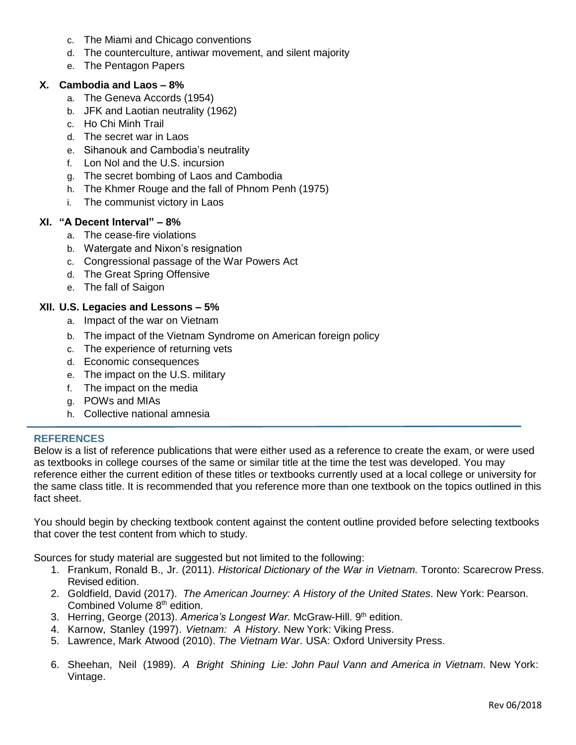c. The Miami and Chicago conventions
d. The counterculture, antiwar movement, and silent majority
e. The Pentagon Papers

### X. Cambodia and Laos – 8%

a. The Geneva Accords (1954)
b. JFK and Laotian neutrality (1962)
c. Ho Chi Minh Trail
d. The secret war in Laos
e. Sihanouk and Cambodia's neutrality
f. Lon Nol and the U.S. incursion
g. The secret bombing of Laos and Cambodia
h. The Khmer Rouge and the fall of Phnom Penh (1975)
i. The communist victory in Laos

### XI. "A Decent Interval" – 8%

a. The cease-fire violations
b. Watergate and Nixon's resignation
c. Congressional passage of the War Powers Act
d. The Great Spring Offensive
e. The fall of Saigon

### XII. U.S. Legacies and Lessons – 5%

a. Impact of the war on Vietnam
b. The impact of the Vietnam Syndrome on American foreign policy
c. The experience of returning vets
d. Economic consequences
e. The impact on the U.S. military
f. The impact on the media
g. POWs and MIAs
h. Collective national amnesia

## REFERENCES

Below is a list of reference publications that were either used as a reference to create the exam, or were used as textbooks in college courses of the same or similar title at the time the test was developed. You may reference either the current edition of these titles or textbooks currently used at a local college or university for the same class title. It is recommended that you reference more than one textbook on the topics outlined in this fact sheet.

You should begin by checking textbook content against the content outline provided before selecting textbooks that cover the test content from which to study.

Sources for study material are suggested but not limited to the following:

1. Frankum, Ronald B., Jr. (2011). *Historical Dictionary of the War in Vietnam.* Toronto: Scarecrow Press. Revised edition.
2. Goldfield, David (2017). *The American Journey: A History of the United States*. New York: Pearson. Combined Volume 8th edition.
3. Herring, George (2013). *America's Longest War.* McGraw-Hill. 9th edition.
4. Karnow, Stanley (1997). *Vietnam: A History*. New York: Viking Press.
5. Lawrence, Mark Atwood (2010). *The Vietnam War*. USA: Oxford University Press.
6. Sheehan, Neil (1989). *A Bright Shining Lie: John Paul Vann and America in Vietnam.* New York: Vintage.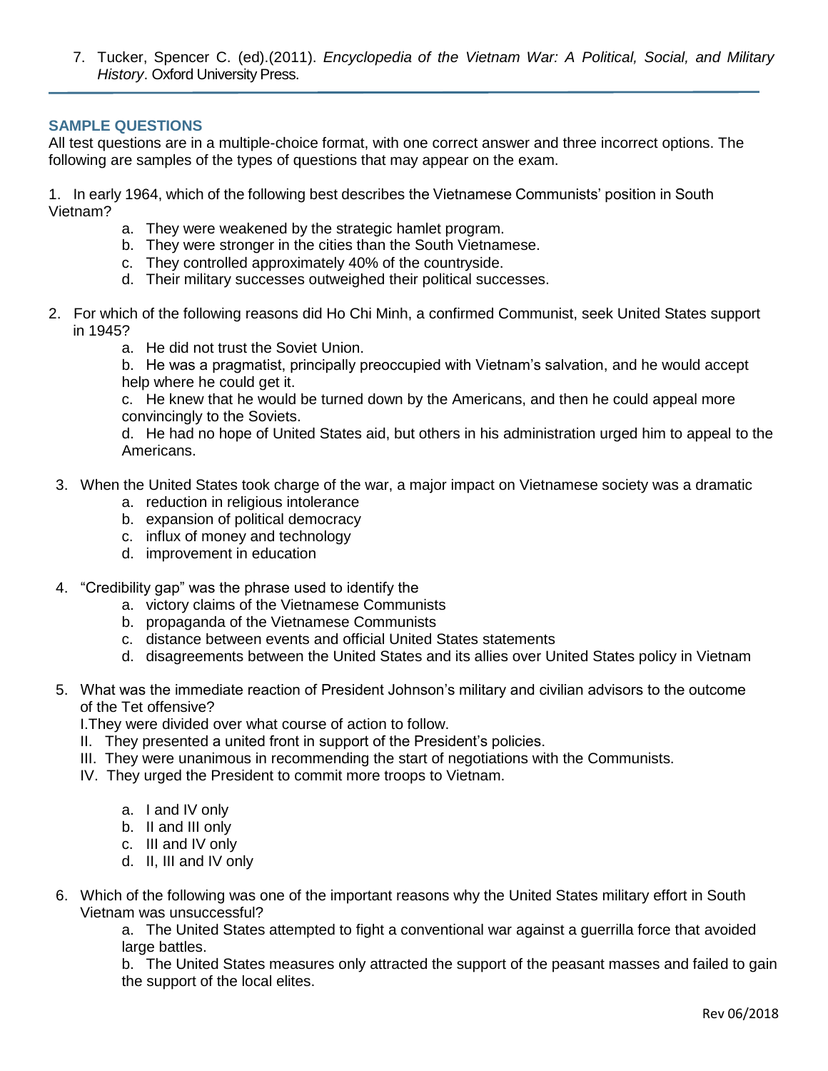7. Tucker, Spencer C. (ed).(2011). *Encyclopedia of the Vietnam War: A Political, Social, and Military History*. Oxford University Press.

---

### SAMPLE QUESTIONS

All test questions are in a multiple-choice format, with one correct answer and three incorrect options. The following are samples of the types of questions that may appear on the exam.

1. In early 1964, which of the following best describes the Vietnamese Communists' position in South Vietnam?
   a. They were weakened by the strategic hamlet program.
   b. They were stronger in the cities than the South Vietnamese.
   c. They controlled approximately 40% of the countryside.
   d. Their military successes outweighed their political successes.

2. For which of the following reasons did Ho Chi Minh, a confirmed Communist, seek United States support in 1945?
   a. He did not trust the Soviet Union.
   b. He was a pragmatist, principally preoccupied with Vietnam's salvation, and he would accept help where he could get it.
   c. He knew that he would be turned down by the Americans, and then he could appeal more convincingly to the Soviets.
   d. He had no hope of United States aid, but others in his administration urged him to appeal to the Americans.

3. When the United States took charge of the war, a major impact on Vietnamese society was a dramatic
   a. reduction in religious intolerance
   b. expansion of political democracy
   c. influx of money and technology
   d. improvement in education

4. "Credibility gap" was the phrase used to identify the
   a. victory claims of the Vietnamese Communists
   b. propaganda of the Vietnamese Communists
   c. distance between events and official United States statements
   d. disagreements between the United States and its allies over United States policy in Vietnam

5. What was the immediate reaction of President Johnson's military and civilian advisors to the outcome of the Tet offensive?
   I. They were divided over what course of action to follow.
   II. They presented a united front in support of the President's policies.
   III. They were unanimous in recommending the start of negotiations with the Communists.
   IV. They urged the President to commit more troops to Vietnam.

   a. I and IV only
   b. II and III only
   c. III and IV only
   d. II, III and IV only

6. Which of the following was one of the important reasons why the United States military effort in South Vietnam was unsuccessful?
   a. The United States attempted to fight a conventional war against a guerrilla force that avoided large battles.
   b. The United States measures only attracted the support of the peasant masses and failed to gain the support of the local elites.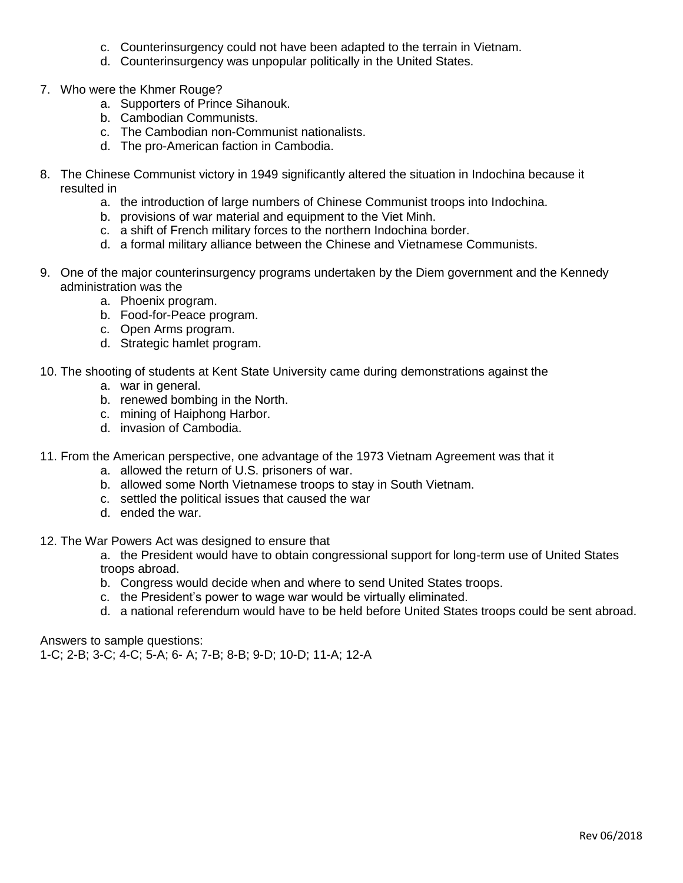c. Counterinsurgency could not have been adapted to the terrain in Vietnam.
d. Counterinsurgency was unpopular politically in the United States.

7. Who were the Khmer Rouge?
   a. Supporters of Prince Sihanouk.
   b. Cambodian Communists.
   c. The Cambodian non-Communist nationalists.
   d. The pro-American faction in Cambodia.

8. The Chinese Communist victory in 1949 significantly altered the situation in Indochina because it resulted in
   a. the introduction of large numbers of Chinese Communist troops into Indochina.
   b. provisions of war material and equipment to the Viet Minh.
   c. a shift of French military forces to the northern Indochina border.
   d. a formal military alliance between the Chinese and Vietnamese Communists.

9. One of the major counterinsurgency programs undertaken by the Diem government and the Kennedy administration was the
   a. Phoenix program.
   b. Food-for-Peace program.
   c. Open Arms program.
   d. Strategic hamlet program.

10. The shooting of students at Kent State University came during demonstrations against the
    a. war in general.
    b. renewed bombing in the North.
    c. mining of Haiphong Harbor.
    d. invasion of Cambodia.

11. From the American perspective, one advantage of the 1973 Vietnam Agreement was that it
    a. allowed the return of U.S. prisoners of war.
    b. allowed some North Vietnamese troops to stay in South Vietnam.
    c. settled the political issues that caused the war
    d. ended the war.

12. The War Powers Act was designed to ensure that
    a. the President would have to obtain congressional support for long-term use of United States troops abroad.
    b. Congress would decide when and where to send United States troops.
    c. the President's power to wage war would be virtually eliminated.
    d. a national referendum would have to be held before United States troops could be sent abroad.

Answers to sample questions:
1-C; 2-B; 3-C; 4-C; 5-A; 6- A; 7-B; 8-B; 9-D; 10-D; 11-A; 12-A